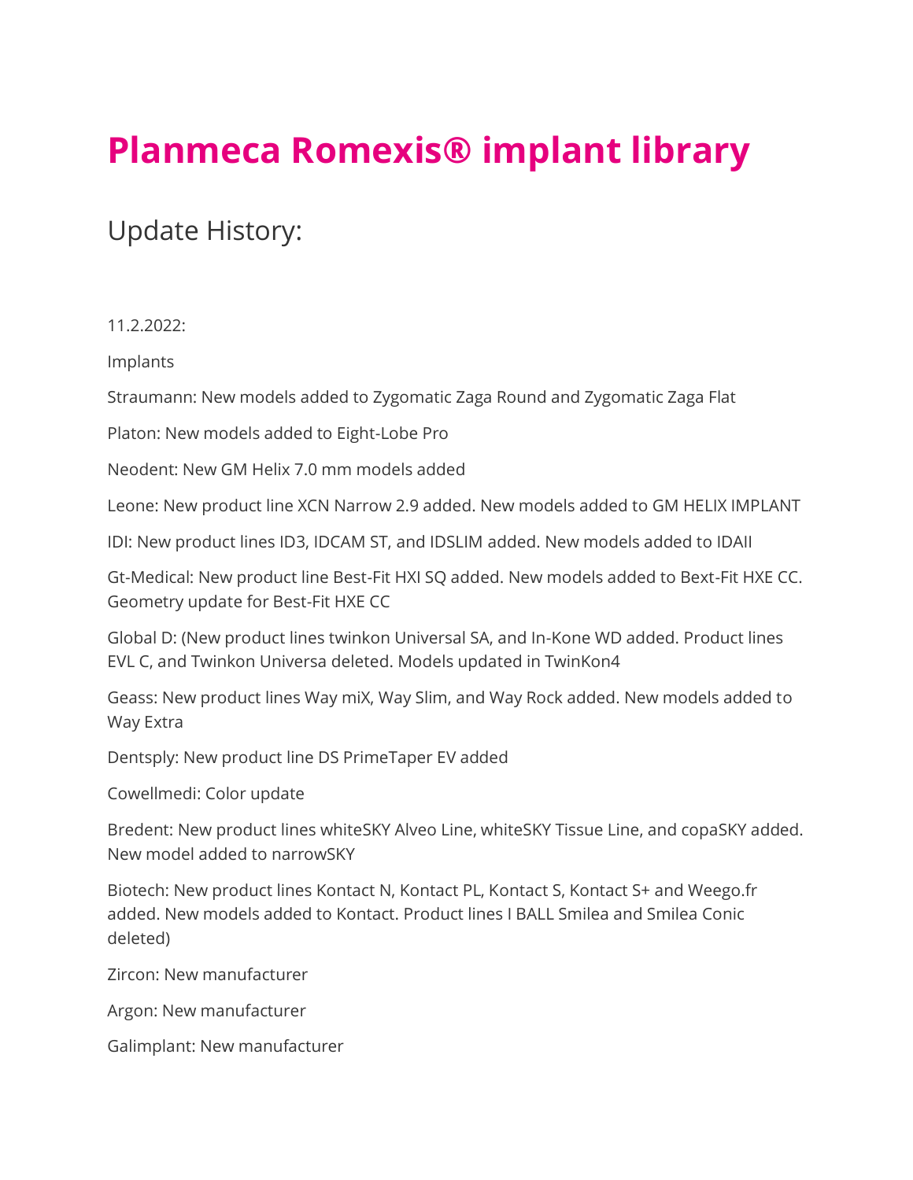# Planmeca Romexis® implant library

## Update History:

11.2.2022:

Implants

Straumann: New models added to Zygomatic Zaga Round and Zygomatic Zaga Flat

Platon: New models added to Eight-Lobe Pro

Neodent: New GM Helix 7.0 mm models added

Leone: New product line XCN Narrow 2.9 added. New models added to GM HELIX IMPLANT

IDI: New product lines ID3, IDCAM ST, and IDSLIM added. New models added to IDAII

Gt-Medical: New product line Best-Fit HXI SQ added. New models added to Bext-Fit HXE CC. Geometry update for Best-Fit HXE CC

Global D: (New product lines twinkon Universal SA, and In-Kone WD added. Product lines EVL C, and Twinkon Universa deleted. Models updated in TwinKon4

Geass: New product lines Way miX, Way Slim, and Way Rock added. New models added to Way Extra

Dentsply: New product line DS PrimeTaper EV added

Cowellmedi: Color update

Bredent: New product lines whiteSKY Alveo Line, whiteSKY Tissue Line, and copaSKY added. New model added to narrowSKY

Biotech: New product lines Kontact N, Kontact PL, Kontact S, Kontact S+ and Weego.fr added. New models added to Kontact. Product lines I BALL Smilea and Smilea Conic deleted)

Zircon: New manufacturer

Argon: New manufacturer

Galimplant: New manufacturer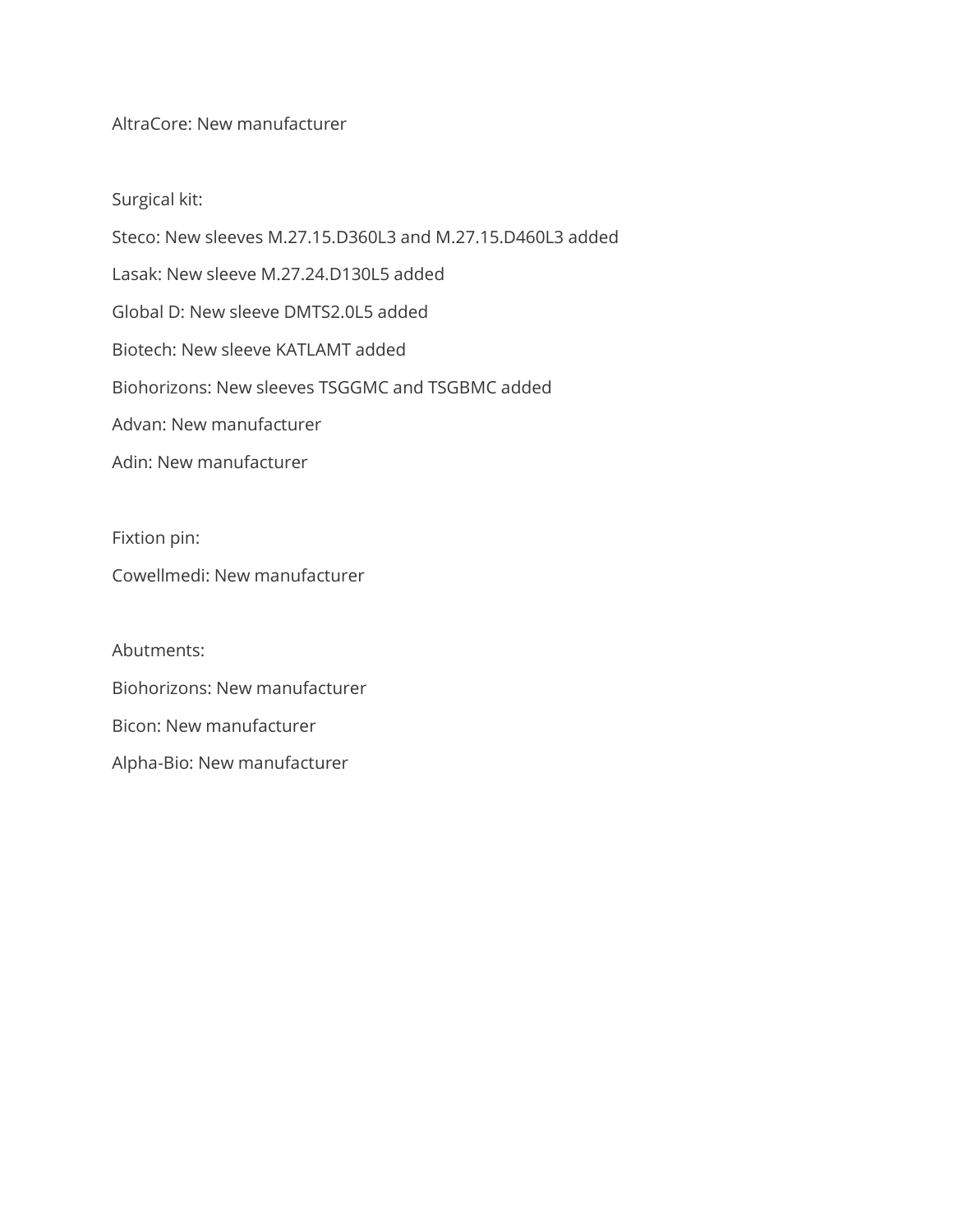AltraCore: New manufacturer

Surgical kit:

Steco: New sleeves M.27.15.D360L3 and M.27.15.D460L3 added

Lasak: New sleeve M.27.24.D130L5 added

Global D: New sleeve DMTS2.0L5 added

Biotech: New sleeve KATLAMT added

Biohorizons: New sleeves TSGGMC and TSGBMC added

Advan: New manufacturer

Adin: New manufacturer

Fixtion pin:

Cowellmedi: New manufacturer

Abutments:

Biohorizons: New manufacturer

Bicon: New manufacturer

Alpha-Bio: New manufacturer